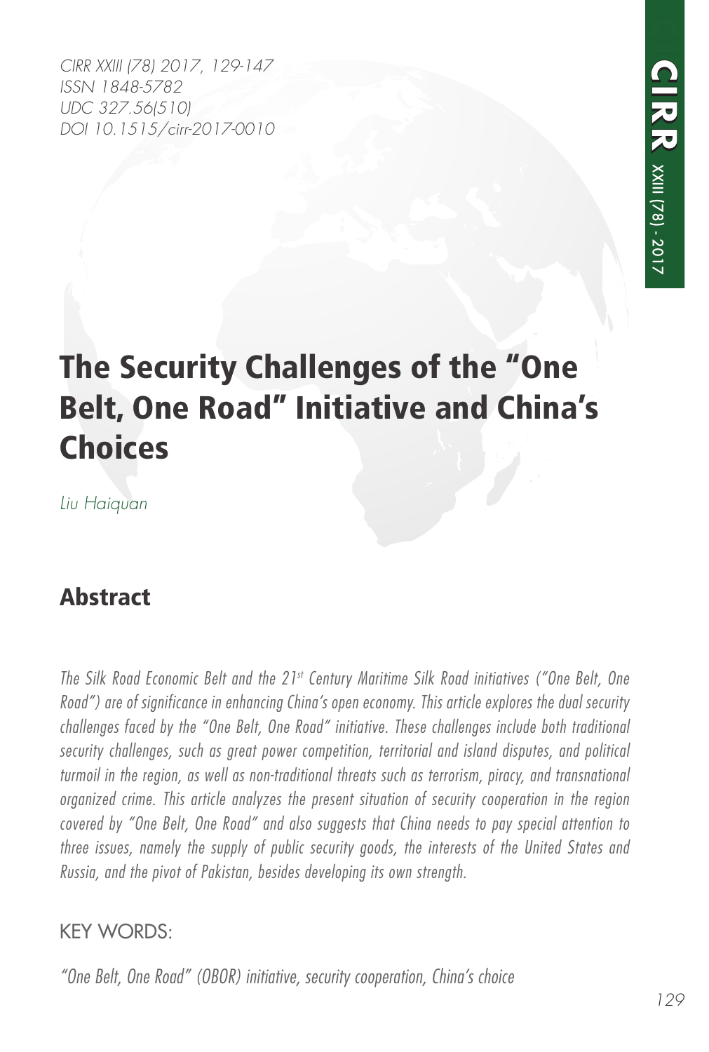CIRR XXIII (78) 2017, 129-147
ISSN 1848-5782
UDC 327.56(510)
DOI 10.1515/cirr-2017-0010

# The Security Challenges of the "One Belt, One Road" Initiative and China's Choices

*Liu Haiquan*

## Abstract

*The Silk Road Economic Belt and the 21st Century Maritime Silk Road initiatives ("One Belt, One Road") are of significance in enhancing China's open economy. This article explores the dual security challenges faced by the "One Belt, One Road" initiative. These challenges include both traditional security challenges, such as great power competition, territorial and island disputes, and political turmoil in the region, as well as non-traditional threats such as terrorism, piracy, and transnational organized crime. This article analyzes the present situation of security cooperation in the region covered by "One Belt, One Road" and also suggests that China needs to pay special attention to three issues, namely the supply of public security goods, the interests of the United States and Russia, and the pivot of Pakistan, besides developing its own strength.*

KEY WORDS:

*"One Belt, One Road" (OBOR) initiative, security cooperation, China's choice*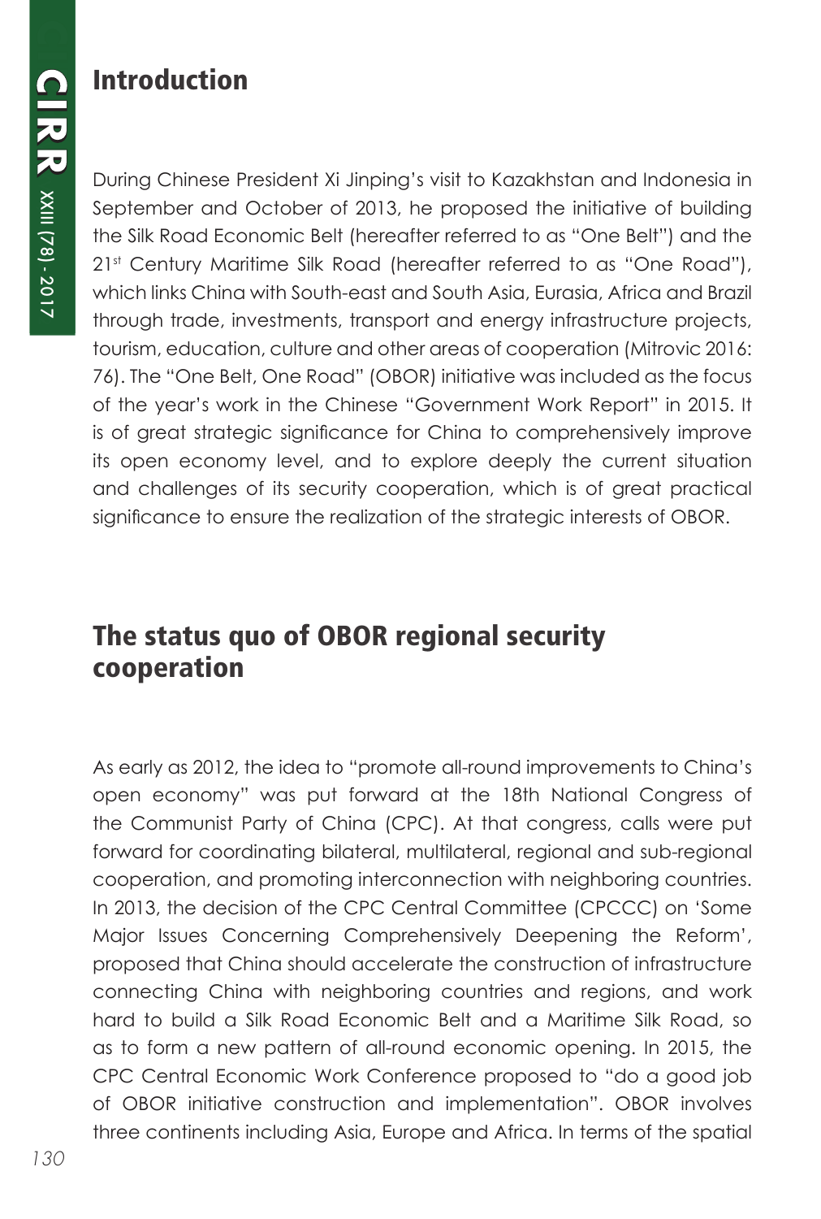## Introduction

During Chinese President Xi Jinping's visit to Kazakhstan and Indonesia in September and October of 2013, he proposed the initiative of building the Silk Road Economic Belt (hereafter referred to as "One Belt") and the 21st Century Maritime Silk Road (hereafter referred to as "One Road"), which links China with South-east and South Asia, Eurasia, Africa and Brazil through trade, investments, transport and energy infrastructure projects, tourism, education, culture and other areas of cooperation (Mitrovic 2016: 76). The "One Belt, One Road" (OBOR) initiative was included as the focus of the year's work in the Chinese "Government Work Report" in 2015. It is of great strategic significance for China to comprehensively improve its open economy level, and to explore deeply the current situation and challenges of its security cooperation, which is of great practical significance to ensure the realization of the strategic interests of OBOR.

## The status quo of OBOR regional security cooperation

As early as 2012, the idea to "promote all-round improvements to China's open economy" was put forward at the 18th National Congress of the Communist Party of China (CPC). At that congress, calls were put forward for coordinating bilateral, multilateral, regional and sub-regional cooperation, and promoting interconnection with neighboring countries. In 2013, the decision of the CPC Central Committee (CPCCC) on 'Some Major Issues Concerning Comprehensively Deepening the Reform', proposed that China should accelerate the construction of infrastructure connecting China with neighboring countries and regions, and work hard to build a Silk Road Economic Belt and a Maritime Silk Road, so as to form a new pattern of all-round economic opening. In 2015, the CPC Central Economic Work Conference proposed to "do a good job of OBOR initiative construction and implementation". OBOR involves three continents including Asia, Europe and Africa. In terms of the spatial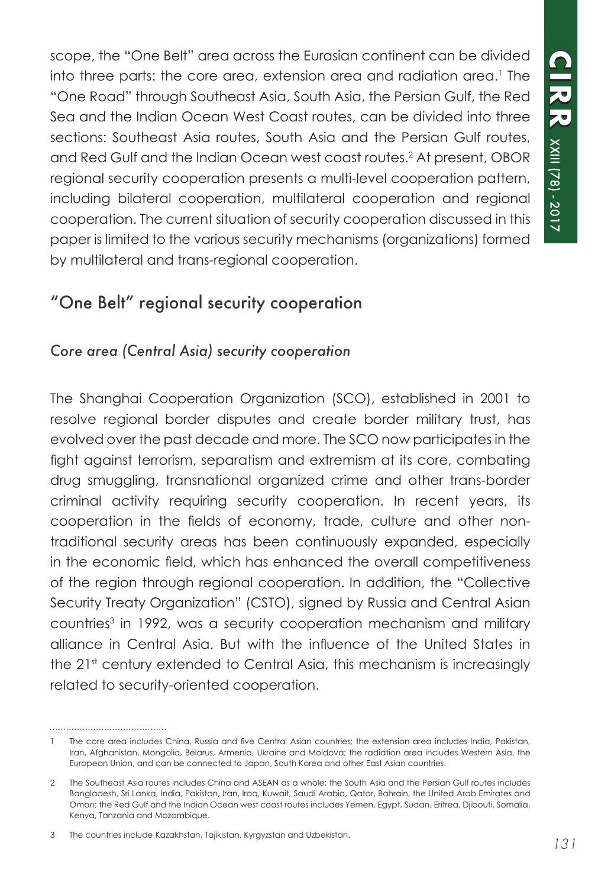scope, the "One Belt" area across the Eurasian continent can be divided into three parts: the core area, extension area and radiation area.[1] The "One Road" through Southeast Asia, South Asia, the Persian Gulf, the Red Sea and the Indian Ocean West Coast routes, can be divided into three sections: Southeast Asia routes, South Asia and the Persian Gulf routes, and Red Gulf and the Indian Ocean west coast routes.[2] At present, OBOR regional security cooperation presents a multi-level cooperation pattern, including bilateral cooperation, multilateral cooperation and regional cooperation. The current situation of security cooperation discussed in this paper is limited to the various security mechanisms (organizations) formed by multilateral and trans-regional cooperation.

## "One Belt" regional security cooperation

### *Core area (Central Asia) security cooperation*

The Shanghai Cooperation Organization (SCO), established in 2001 to resolve regional border disputes and create border military trust, has evolved over the past decade and more. The SCO now participates in the fight against terrorism, separatism and extremism at its core, combating drug smuggling, transnational organized crime and other trans-border criminal activity requiring security cooperation. In recent years, its cooperation in the fields of economy, trade, culture and other non-traditional security areas has been continuously expanded, especially in the economic field, which has enhanced the overall competitiveness of the region through regional cooperation. In addition, the "Collective Security Treaty Organization" (CSTO), signed by Russia and Central Asian countries[3] in 1992, was a security cooperation mechanism and military alliance in Central Asia. But with the influence of the United States in the 21st century extended to Central Asia, this mechanism is increasingly related to security-oriented cooperation.

---

1 The core area includes China, Russia and five Central Asian countries; the extension area includes India, Pakistan, Iran, Afghanistan, Mongolia, Belarus, Armenia, Ukraine and Moldova; the radiation area includes Western Asia, the European Union, and can be connected to Japan, South Korea and other East Asian countries.

2 The Southeast Asia routes includes China and ASEAN as a whole; the South Asia and the Persian Gulf routes includes Bangladesh, Sri Lanka, India, Pakistan, Iran, Iraq, Kuwait, Saudi Arabia, Qatar, Bahrain, the United Arab Emirates and Oman; the Red Gulf and the Indian Ocean west coast routes includes Yemen, Egypt, Sudan, Eritrea, Djibouti, Somalia, Kenya, Tanzania and Mozambique.

3 The countries include Kazakhstan, Tajikistan, Kyrgyzstan and Uzbekistan.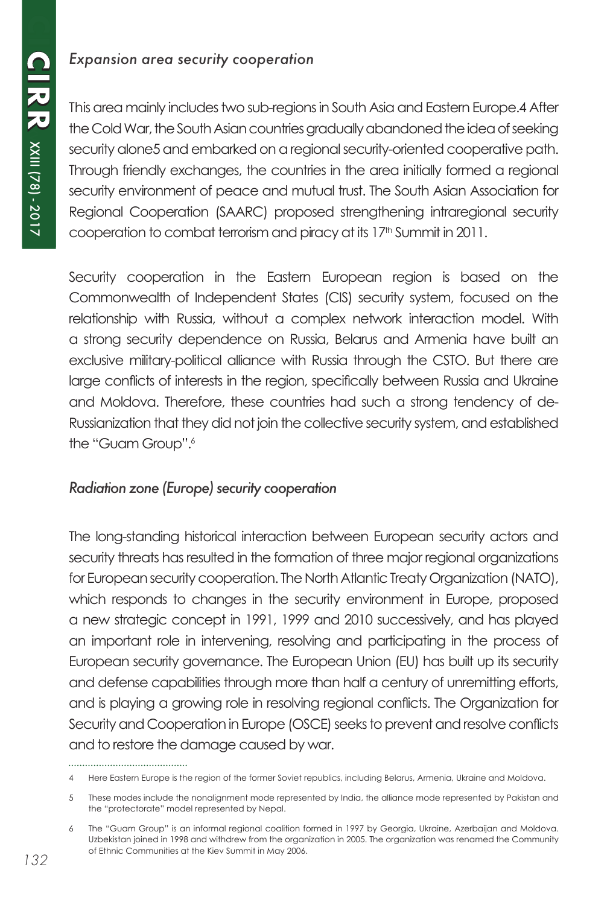### *Expansion area security cooperation*

This area mainly includes two sub-regions in South Asia and Eastern Europe.[4] After the Cold War, the South Asian countries gradually abandoned the idea of seeking security alone[5] and embarked on a regional security-oriented cooperative path. Through friendly exchanges, the countries in the area initially formed a regional security environment of peace and mutual trust. The South Asian Association for Regional Cooperation (SAARC) proposed strengthening intraregional security cooperation to combat terrorism and piracy at its 17th Summit in 2011.

Security cooperation in the Eastern European region is based on the Commonwealth of Independent States (CIS) security system, focused on the relationship with Russia, without a complex network interaction model. With a strong security dependence on Russia, Belarus and Armenia have built an exclusive military-political alliance with Russia through the CSTO. But there are large conflicts of interests in the region, specifically between Russia and Ukraine and Moldova. Therefore, these countries had such a strong tendency of de-Russianization that they did not join the collective security system, and established the "Guam Group".[6]

### *Radiation zone (Europe) security cooperation*

The long-standing historical interaction between European security actors and security threats has resulted in the formation of three major regional organizations for European security cooperation. The North Atlantic Treaty Organization (NATO), which responds to changes in the security environment in Europe, proposed a new strategic concept in 1991, 1999 and 2010 successively, and has played an important role in intervening, resolving and participating in the process of European security governance. The European Union (EU) has built up its security and defense capabilities through more than half a century of unremitting efforts, and is playing a growing role in resolving regional conflicts. The Organization for Security and Cooperation in Europe (OSCE) seeks to prevent and resolve conflicts and to restore the damage caused by war.

---

4 Here Eastern Europe is the region of the former Soviet republics, including Belarus, Armenia, Ukraine and Moldova.

5 These modes include the nonalignment mode represented by India, the alliance mode represented by Pakistan and the "protectorate" model represented by Nepal.

6 The "Guam Group" is an informal regional coalition formed in 1997 by Georgia, Ukraine, Azerbaijan and Moldova. Uzbekistan joined in 1998 and withdrew from the organization in 2005. The organization was renamed the Community of Ethnic Communities at the Kiev Summit in May 2006.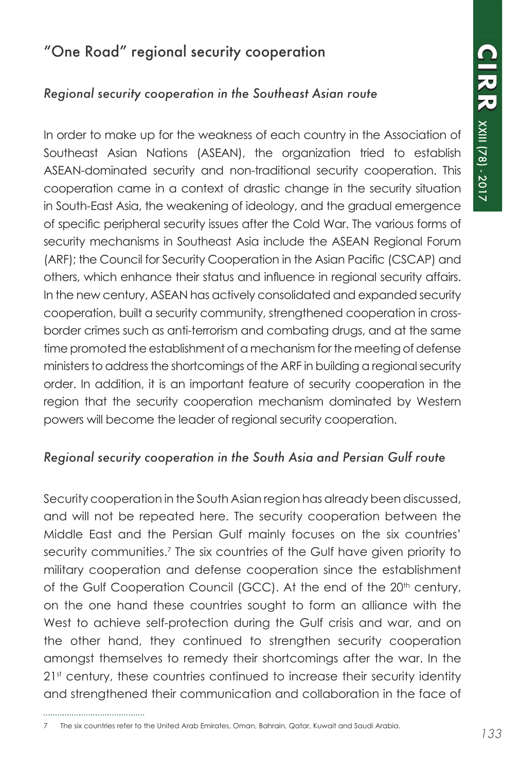## "One Road" regional security cooperation

### *Regional security cooperation in the Southeast Asian route*

In order to make up for the weakness of each country in the Association of Southeast Asian Nations (ASEAN), the organization tried to establish ASEAN-dominated security and non-traditional security cooperation. This cooperation came in a context of drastic change in the security situation in South-East Asia, the weakening of ideology, and the gradual emergence of specific peripheral security issues after the Cold War. The various forms of security mechanisms in Southeast Asia include the ASEAN Regional Forum (ARF); the Council for Security Cooperation in the Asian Pacific (CSCAP) and others, which enhance their status and influence in regional security affairs. In the new century, ASEAN has actively consolidated and expanded security cooperation, built a security community, strengthened cooperation in cross-border crimes such as anti-terrorism and combating drugs, and at the same time promoted the establishment of a mechanism for the meeting of defense ministers to address the shortcomings of the ARF in building a regional security order. In addition, it is an important feature of security cooperation in the region that the security cooperation mechanism dominated by Western powers will become the leader of regional security cooperation.

### *Regional security cooperation in the South Asia and Persian Gulf route*

Security cooperation in the South Asian region has already been discussed, and will not be repeated here. The security cooperation between the Middle East and the Persian Gulf mainly focuses on the six countries' security communities.[7] The six countries of the Gulf have given priority to military cooperation and defense cooperation since the establishment of the Gulf Cooperation Council (GCC). At the end of the 20th century, on the one hand these countries sought to form an alliance with the West to achieve self-protection during the Gulf crisis and war, and on the other hand, they continued to strengthen security cooperation amongst themselves to remedy their shortcomings after the war. In the 21st century, these countries continued to increase their security identity and strengthened their communication and collaboration in the face of

7 The six countries refer to the United Arab Emirates, Oman, Bahrain, Qatar, Kuwait and Saudi Arabia.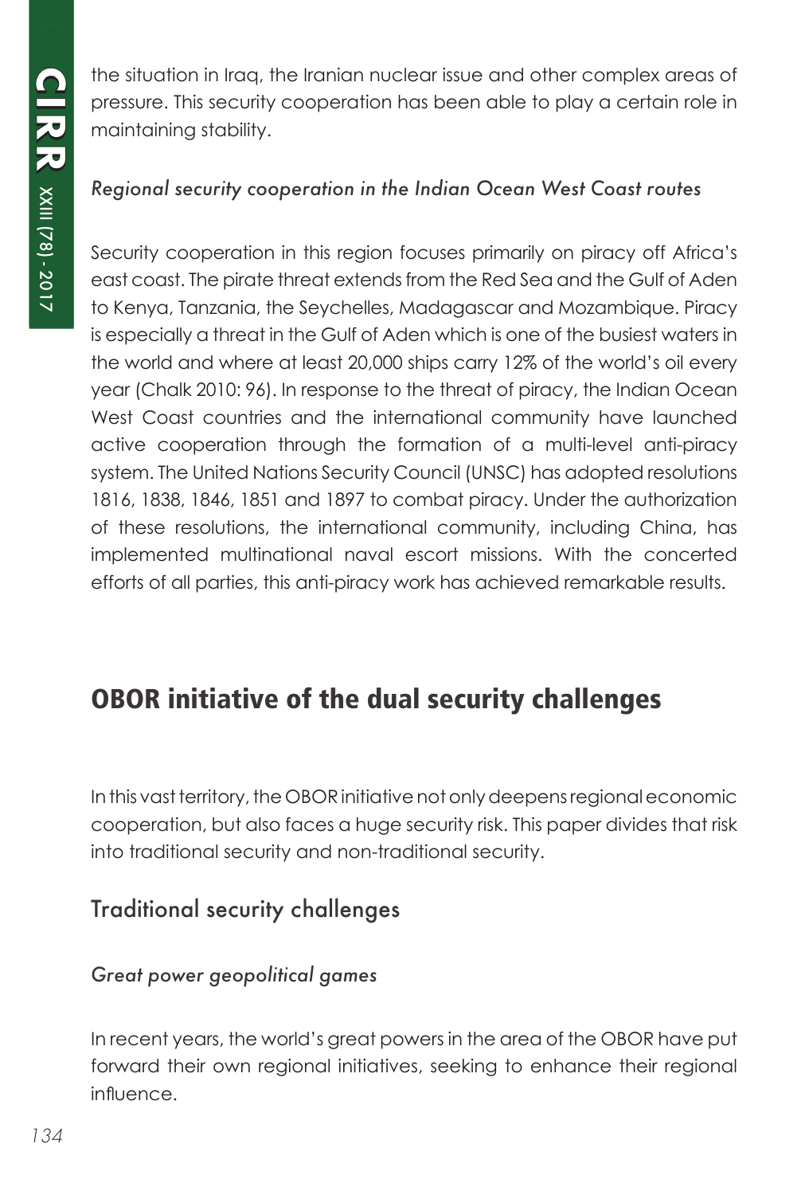the situation in Iraq, the Iranian nuclear issue and other complex areas of pressure. This security cooperation has been able to play a certain role in maintaining stability.

*Regional security cooperation in the Indian Ocean West Coast routes*

Security cooperation in this region focuses primarily on piracy off Africa's east coast. The pirate threat extends from the Red Sea and the Gulf of Aden to Kenya, Tanzania, the Seychelles, Madagascar and Mozambique. Piracy is especially a threat in the Gulf of Aden which is one of the busiest waters in the world and where at least 20,000 ships carry 12% of the world's oil every year (Chalk 2010: 96). In response to the threat of piracy, the Indian Ocean West Coast countries and the international community have launched active cooperation through the formation of a multi-level anti-piracy system. The United Nations Security Council (UNSC) has adopted resolutions 1816, 1838, 1846, 1851 and 1897 to combat piracy. Under the authorization of these resolutions, the international community, including China, has implemented multinational naval escort missions. With the concerted efforts of all parties, this anti-piracy work has achieved remarkable results.

## OBOR initiative of the dual security challenges

In this vast territory, the OBOR initiative not only deepens regional economic cooperation, but also faces a huge security risk. This paper divides that risk into traditional security and non-traditional security.

### Traditional security challenges

*Great power geopolitical games*

In recent years, the world's great powers in the area of the OBOR have put forward their own regional initiatives, seeking to enhance their regional influence.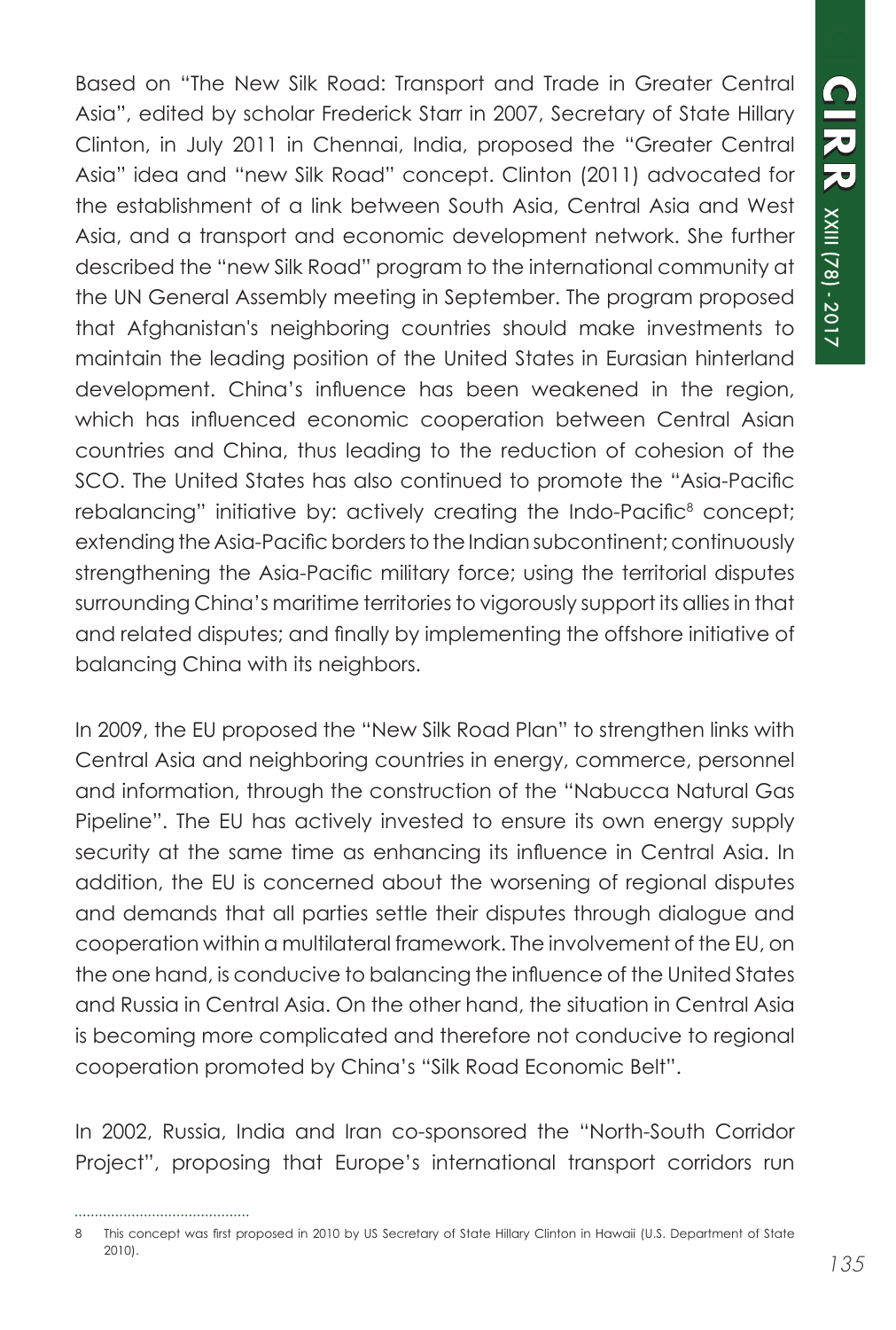Based on "The New Silk Road: Transport and Trade in Greater Central Asia", edited by scholar Frederick Starr in 2007, Secretary of State Hillary Clinton, in July 2011 in Chennai, India, proposed the "Greater Central Asia" idea and "new Silk Road" concept. Clinton (2011) advocated for the establishment of a link between South Asia, Central Asia and West Asia, and a transport and economic development network. She further described the "new Silk Road" program to the international community at the UN General Assembly meeting in September. The program proposed that Afghanistan's neighboring countries should make investments to maintain the leading position of the United States in Eurasian hinterland development. China's influence has been weakened in the region, which has influenced economic cooperation between Central Asian countries and China, thus leading to the reduction of cohesion of the SCO. The United States has also continued to promote the "Asia-Pacific rebalancing" initiative by: actively creating the Indo-Pacific[8] concept; extending the Asia-Pacific borders to the Indian subcontinent; continuously strengthening the Asia-Pacific military force; using the territorial disputes surrounding China's maritime territories to vigorously support its allies in that and related disputes; and finally by implementing the offshore initiative of balancing China with its neighbors.

In 2009, the EU proposed the "New Silk Road Plan" to strengthen links with Central Asia and neighboring countries in energy, commerce, personnel and information, through the construction of the "Nabucca Natural Gas Pipeline". The EU has actively invested to ensure its own energy supply security at the same time as enhancing its influence in Central Asia. In addition, the EU is concerned about the worsening of regional disputes and demands that all parties settle their disputes through dialogue and cooperation within a multilateral framework. The involvement of the EU, on the one hand, is conducive to balancing the influence of the United States and Russia in Central Asia. On the other hand, the situation in Central Asia is becoming more complicated and therefore not conducive to regional cooperation promoted by China's "Silk Road Economic Belt".

In 2002, Russia, India and Iran co-sponsored the "North-South Corridor Project", proposing that Europe's international transport corridors run

8 This concept was first proposed in 2010 by US Secretary of State Hillary Clinton in Hawaii (U.S. Department of State 2010).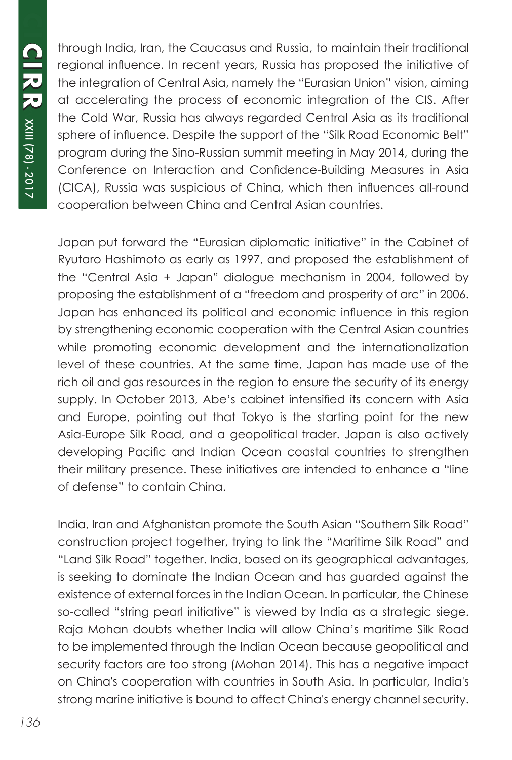through India, Iran, the Caucasus and Russia, to maintain their traditional regional influence. In recent years, Russia has proposed the initiative of the integration of Central Asia, namely the "Eurasian Union" vision, aiming at accelerating the process of economic integration of the CIS. After the Cold War, Russia has always regarded Central Asia as its traditional sphere of influence. Despite the support of the "Silk Road Economic Belt" program during the Sino-Russian summit meeting in May 2014, during the Conference on Interaction and Confidence-Building Measures in Asia (CICA), Russia was suspicious of China, which then influences all-round cooperation between China and Central Asian countries.

Japan put forward the "Eurasian diplomatic initiative" in the Cabinet of Ryutaro Hashimoto as early as 1997, and proposed the establishment of the "Central Asia + Japan" dialogue mechanism in 2004, followed by proposing the establishment of a "freedom and prosperity of arc" in 2006. Japan has enhanced its political and economic influence in this region by strengthening economic cooperation with the Central Asian countries while promoting economic development and the internationalization level of these countries. At the same time, Japan has made use of the rich oil and gas resources in the region to ensure the security of its energy supply. In October 2013, Abe's cabinet intensified its concern with Asia and Europe, pointing out that Tokyo is the starting point for the new Asia-Europe Silk Road, and a geopolitical trader. Japan is also actively developing Pacific and Indian Ocean coastal countries to strengthen their military presence. These initiatives are intended to enhance a "line of defense" to contain China.

India, Iran and Afghanistan promote the South Asian "Southern Silk Road" construction project together, trying to link the "Maritime Silk Road" and "Land Silk Road" together. India, based on its geographical advantages, is seeking to dominate the Indian Ocean and has guarded against the existence of external forces in the Indian Ocean. In particular, the Chinese so-called "string pearl initiative" is viewed by India as a strategic siege. Raja Mohan doubts whether India will allow China's maritime Silk Road to be implemented through the Indian Ocean because geopolitical and security factors are too strong (Mohan 2014). This has a negative impact on China's cooperation with countries in South Asia. In particular, India's strong marine initiative is bound to affect China's energy channel security.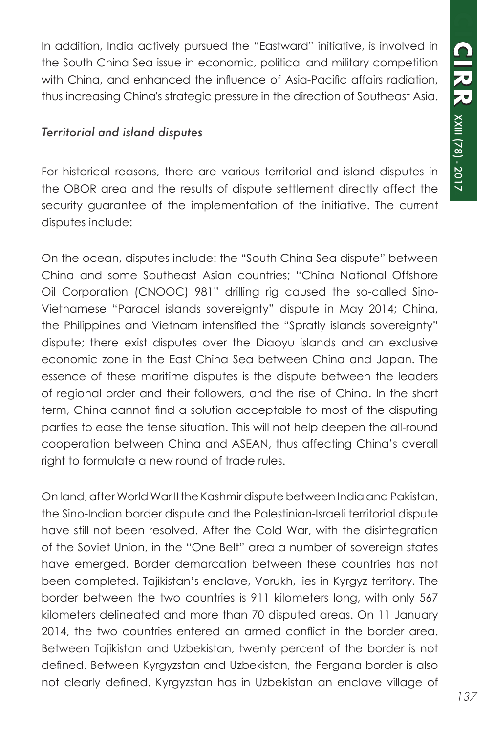In addition, India actively pursued the "Eastward" initiative, is involved in the South China Sea issue in economic, political and military competition with China, and enhanced the influence of Asia-Pacific affairs radiation, thus increasing China's strategic pressure in the direction of Southeast Asia.

### *Territorial and island disputes*

For historical reasons, there are various territorial and island disputes in the OBOR area and the results of dispute settlement directly affect the security guarantee of the implementation of the initiative. The current disputes include:

On the ocean, disputes include: the "South China Sea dispute" between China and some Southeast Asian countries; "China National Offshore Oil Corporation (CNOOC) 981" drilling rig caused the so-called Sino-Vietnamese "Paracel islands sovereignty" dispute in May 2014; China, the Philippines and Vietnam intensified the "Spratly islands sovereignty" dispute; there exist disputes over the Diaoyu islands and an exclusive economic zone in the East China Sea between China and Japan. The essence of these maritime disputes is the dispute between the leaders of regional order and their followers, and the rise of China. In the short term, China cannot find a solution acceptable to most of the disputing parties to ease the tense situation. This will not help deepen the all-round cooperation between China and ASEAN, thus affecting China's overall right to formulate a new round of trade rules.

On land, after World War II the Kashmir dispute between India and Pakistan, the Sino-Indian border dispute and the Palestinian-Israeli territorial dispute have still not been resolved. After the Cold War, with the disintegration of the Soviet Union, in the "One Belt" area a number of sovereign states have emerged. Border demarcation between these countries has not been completed. Tajikistan's enclave, Vorukh, lies in Kyrgyz territory. The border between the two countries is 911 kilometers long, with only 567 kilometers delineated and more than 70 disputed areas. On 11 January 2014, the two countries entered an armed conflict in the border area. Between Tajikistan and Uzbekistan, twenty percent of the border is not defined. Between Kyrgyzstan and Uzbekistan, the Fergana border is also not clearly defined. Kyrgyzstan has in Uzbekistan an enclave village of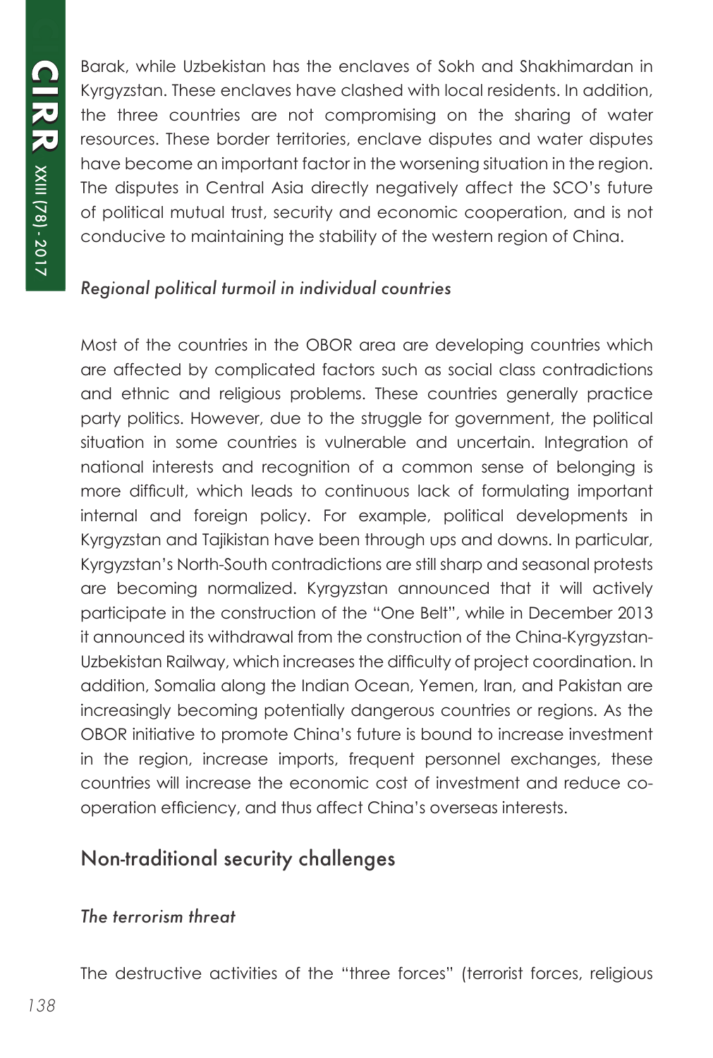Barak, while Uzbekistan has the enclaves of Sokh and Shakhimardan in Kyrgyzstan. These enclaves have clashed with local residents. In addition, the three countries are not compromising on the sharing of water resources. These border territories, enclave disputes and water disputes have become an important factor in the worsening situation in the region. The disputes in Central Asia directly negatively affect the SCO's future of political mutual trust, security and economic cooperation, and is not conducive to maintaining the stability of the western region of China.

*Regional political turmoil in individual countries*

Most of the countries in the OBOR area are developing countries which are affected by complicated factors such as social class contradictions and ethnic and religious problems. These countries generally practice party politics. However, due to the struggle for government, the political situation in some countries is vulnerable and uncertain. Integration of national interests and recognition of a common sense of belonging is more difficult, which leads to continuous lack of formulating important internal and foreign policy. For example, political developments in Kyrgyzstan and Tajikistan have been through ups and downs. In particular, Kyrgyzstan's North-South contradictions are still sharp and seasonal protests are becoming normalized. Kyrgyzstan announced that it will actively participate in the construction of the "One Belt", while in December 2013 it announced its withdrawal from the construction of the China-Kyrgyzstan-Uzbekistan Railway, which increases the difficulty of project coordination. In addition, Somalia along the Indian Ocean, Yemen, Iran, and Pakistan are increasingly becoming potentially dangerous countries or regions. As the OBOR initiative to promote China's future is bound to increase investment in the region, increase imports, frequent personnel exchanges, these countries will increase the economic cost of investment and reduce co-operation efficiency, and thus affect China's overseas interests.

## Non-traditional security challenges

*The terrorism threat*

The destructive activities of the "three forces" (terrorist forces, religious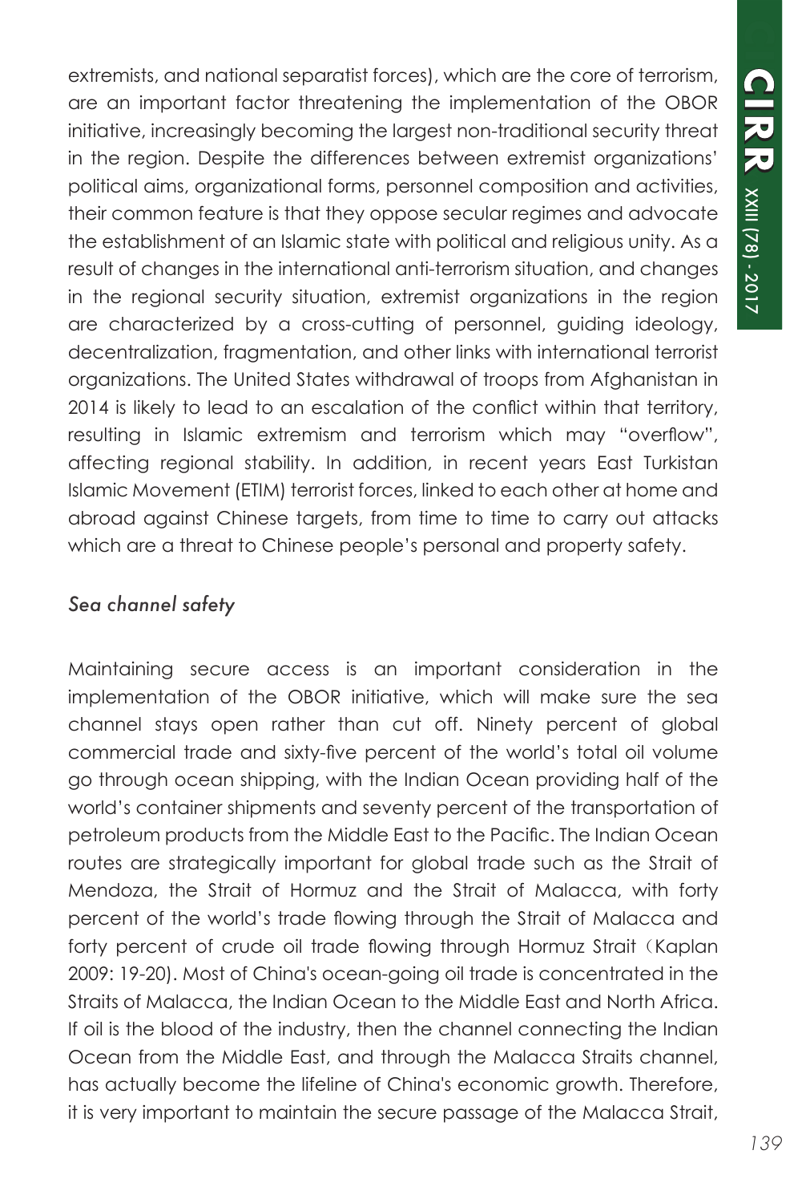extremists, and national separatist forces), which are the core of terrorism, are an important factor threatening the implementation of the OBOR initiative, increasingly becoming the largest non-traditional security threat in the region. Despite the differences between extremist organizations' political aims, organizational forms, personnel composition and activities, their common feature is that they oppose secular regimes and advocate the establishment of an Islamic state with political and religious unity. As a result of changes in the international anti-terrorism situation, and changes in the regional security situation, extremist organizations in the region are characterized by a cross-cutting of personnel, guiding ideology, decentralization, fragmentation, and other links with international terrorist organizations. The United States withdrawal of troops from Afghanistan in 2014 is likely to lead to an escalation of the conflict within that territory, resulting in Islamic extremism and terrorism which may "overflow", affecting regional stability. In addition, in recent years East Turkistan Islamic Movement (ETIM) terrorist forces, linked to each other at home and abroad against Chinese targets, from time to time to carry out attacks which are a threat to Chinese people's personal and property safety.

### *Sea channel safety*

Maintaining secure access is an important consideration in the implementation of the OBOR initiative, which will make sure the sea channel stays open rather than cut off. Ninety percent of global commercial trade and sixty-five percent of the world's total oil volume go through ocean shipping, with the Indian Ocean providing half of the world's container shipments and seventy percent of the transportation of petroleum products from the Middle East to the Pacific. The Indian Ocean routes are strategically important for global trade such as the Strait of Mendoza, the Strait of Hormuz and the Strait of Malacca, with forty percent of the world's trade flowing through the Strait of Malacca and forty percent of crude oil trade flowing through Hormuz Strait（Kaplan 2009: 19-20). Most of China's ocean-going oil trade is concentrated in the Straits of Malacca, the Indian Ocean to the Middle East and North Africa. If oil is the blood of the industry, then the channel connecting the Indian Ocean from the Middle East, and through the Malacca Straits channel, has actually become the lifeline of China's economic growth. Therefore, it is very important to maintain the secure passage of the Malacca Strait,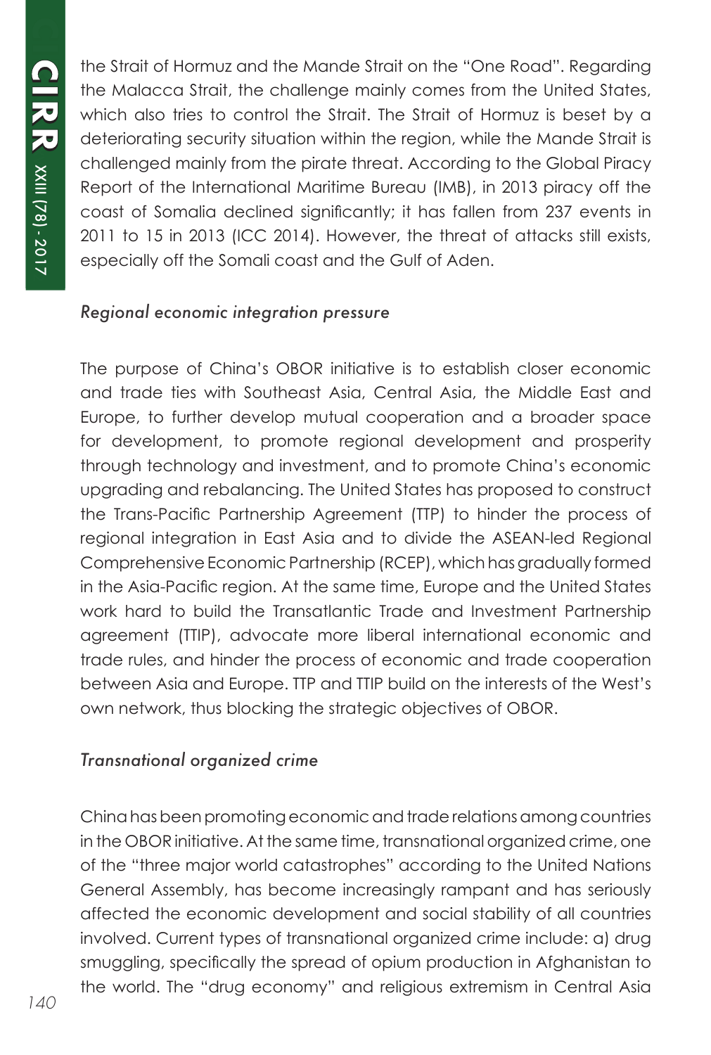the Strait of Hormuz and the Mande Strait on the "One Road". Regarding the Malacca Strait, the challenge mainly comes from the United States, which also tries to control the Strait. The Strait of Hormuz is beset by a deteriorating security situation within the region, while the Mande Strait is challenged mainly from the pirate threat. According to the Global Piracy Report of the International Maritime Bureau (IMB), in 2013 piracy off the coast of Somalia declined significantly; it has fallen from 237 events in 2011 to 15 in 2013 (ICC 2014). However, the threat of attacks still exists, especially off the Somali coast and the Gulf of Aden.

*Regional economic integration pressure*

The purpose of China's OBOR initiative is to establish closer economic and trade ties with Southeast Asia, Central Asia, the Middle East and Europe, to further develop mutual cooperation and a broader space for development, to promote regional development and prosperity through technology and investment, and to promote China's economic upgrading and rebalancing. The United States has proposed to construct the Trans-Pacific Partnership Agreement (TTP) to hinder the process of regional integration in East Asia and to divide the ASEAN-led Regional Comprehensive Economic Partnership (RCEP), which has gradually formed in the Asia-Pacific region. At the same time, Europe and the United States work hard to build the Transatlantic Trade and Investment Partnership agreement (TTIP), advocate more liberal international economic and trade rules, and hinder the process of economic and trade cooperation between Asia and Europe. TTP and TTIP build on the interests of the West's own network, thus blocking the strategic objectives of OBOR.

*Transnational organized crime*

China has been promoting economic and trade relations among countries in the OBOR initiative. At the same time, transnational organized crime, one of the "three major world catastrophes" according to the United Nations General Assembly, has become increasingly rampant and has seriously affected the economic development and social stability of all countries involved. Current types of transnational organized crime include: a) drug smuggling, specifically the spread of opium production in Afghanistan to the world. The "drug economy" and religious extremism in Central Asia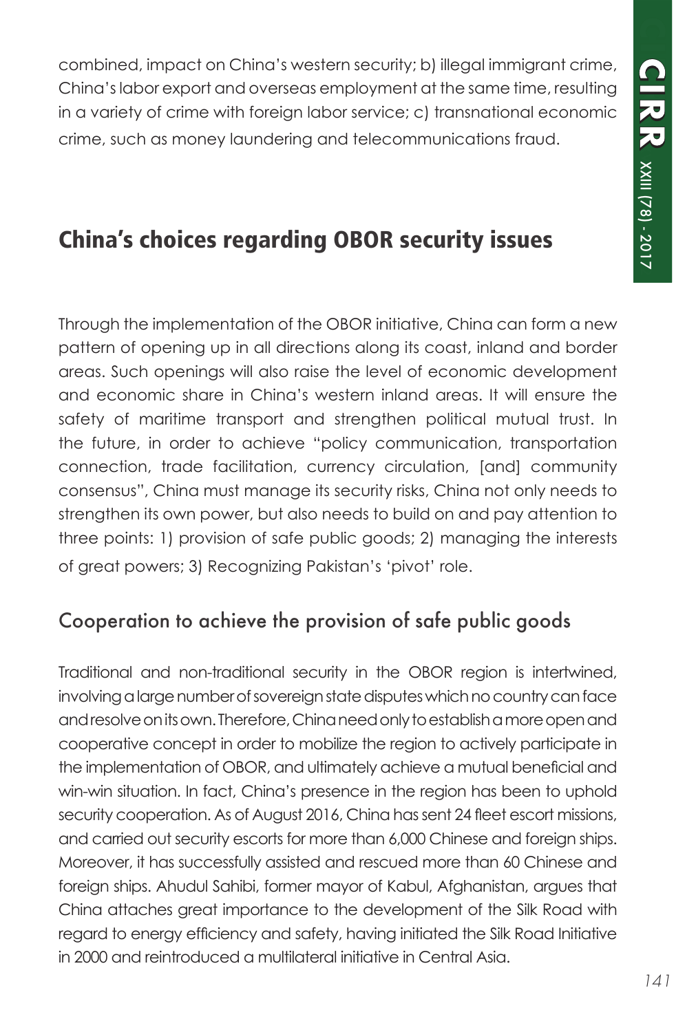combined, impact on China's western security; b) illegal immigrant crime, China's labor export and overseas employment at the same time, resulting in a variety of crime with foreign labor service; c) transnational economic crime, such as money laundering and telecommunications fraud.

## China's choices regarding OBOR security issues

Through the implementation of the OBOR initiative, China can form a new pattern of opening up in all directions along its coast, inland and border areas. Such openings will also raise the level of economic development and economic share in China's western inland areas. It will ensure the safety of maritime transport and strengthen political mutual trust. In the future, in order to achieve "policy communication, transportation connection, trade facilitation, currency circulation, [and] community consensus", China must manage its security risks, China not only needs to strengthen its own power, but also needs to build on and pay attention to three points: 1) provision of safe public goods; 2) managing the interests of great powers; 3) Recognizing Pakistan's 'pivot' role.

### Cooperation to achieve the provision of safe public goods

Traditional and non-traditional security in the OBOR region is intertwined, involving a large number of sovereign state disputes which no country can face and resolve on its own. Therefore, China need only to establish a more open and cooperative concept in order to mobilize the region to actively participate in the implementation of OBOR, and ultimately achieve a mutual beneficial and win-win situation. In fact, China's presence in the region has been to uphold security cooperation. As of August 2016, China has sent 24 fleet escort missions, and carried out security escorts for more than 6,000 Chinese and foreign ships. Moreover, it has successfully assisted and rescued more than 60 Chinese and foreign ships. Ahudul Sahibi, former mayor of Kabul, Afghanistan, argues that China attaches great importance to the development of the Silk Road with regard to energy efficiency and safety, having initiated the Silk Road Initiative in 2000 and reintroduced a multilateral initiative in Central Asia.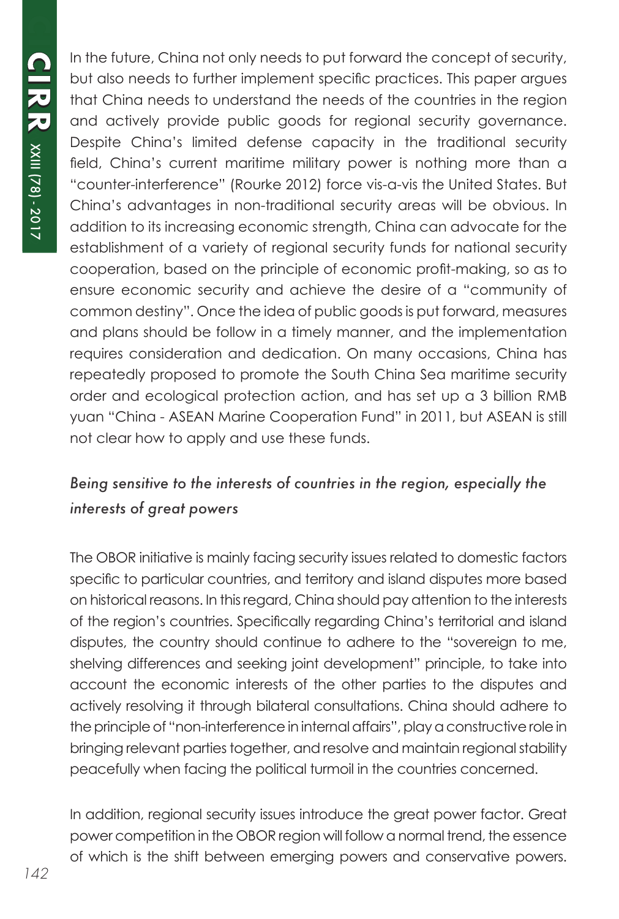In the future, China not only needs to put forward the concept of security, but also needs to further implement specific practices. This paper argues that China needs to understand the needs of the countries in the region and actively provide public goods for regional security governance. Despite China's limited defense capacity in the traditional security field, China's current maritime military power is nothing more than a "counter-interference" (Rourke 2012) force vis-a-vis the United States. But China's advantages in non-traditional security areas will be obvious. In addition to its increasing economic strength, China can advocate for the establishment of a variety of regional security funds for national security cooperation, based on the principle of economic profit-making, so as to ensure economic security and achieve the desire of a "community of common destiny". Once the idea of public goods is put forward, measures and plans should be follow in a timely manner, and the implementation requires consideration and dedication. On many occasions, China has repeatedly proposed to promote the South China Sea maritime security order and ecological protection action, and has set up a 3 billion RMB yuan "China - ASEAN Marine Cooperation Fund" in 2011, but ASEAN is still not clear how to apply and use these funds.

### *Being sensitive to the interests of countries in the region, especially the interests of great powers*

The OBOR initiative is mainly facing security issues related to domestic factors specific to particular countries, and territory and island disputes more based on historical reasons. In this regard, China should pay attention to the interests of the region's countries. Specifically regarding China's territorial and island disputes, the country should continue to adhere to the "sovereign to me, shelving differences and seeking joint development" principle, to take into account the economic interests of the other parties to the disputes and actively resolving it through bilateral consultations. China should adhere to the principle of "non-interference in internal affairs", play a constructive role in bringing relevant parties together, and resolve and maintain regional stability peacefully when facing the political turmoil in the countries concerned.

In addition, regional security issues introduce the great power factor. Great power competition in the OBOR region will follow a normal trend, the essence of which is the shift between emerging powers and conservative powers.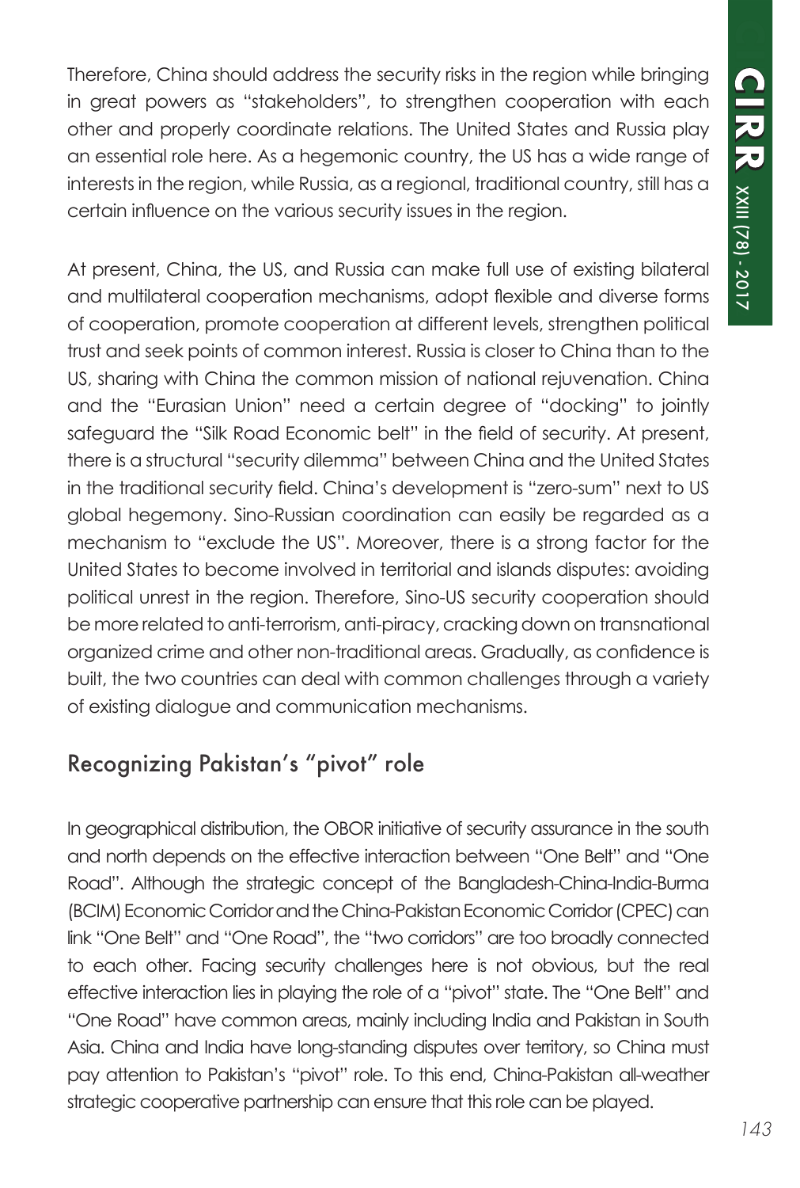Therefore, China should address the security risks in the region while bringing in great powers as "stakeholders", to strengthen cooperation with each other and properly coordinate relations. The United States and Russia play an essential role here. As a hegemonic country, the US has a wide range of interests in the region, while Russia, as a regional, traditional country, still has a certain influence on the various security issues in the region.

At present, China, the US, and Russia can make full use of existing bilateral and multilateral cooperation mechanisms, adopt flexible and diverse forms of cooperation, promote cooperation at different levels, strengthen political trust and seek points of common interest. Russia is closer to China than to the US, sharing with China the common mission of national rejuvenation. China and the "Eurasian Union" need a certain degree of "docking" to jointly safeguard the "Silk Road Economic belt" in the field of security. At present, there is a structural "security dilemma" between China and the United States in the traditional security field. China's development is "zero-sum" next to US global hegemony. Sino-Russian coordination can easily be regarded as a mechanism to "exclude the US". Moreover, there is a strong factor for the United States to become involved in territorial and islands disputes: avoiding political unrest in the region. Therefore, Sino-US security cooperation should be more related to anti-terrorism, anti-piracy, cracking down on transnational organized crime and other non-traditional areas. Gradually, as confidence is built, the two countries can deal with common challenges through a variety of existing dialogue and communication mechanisms.

## Recognizing Pakistan's "pivot" role

In geographical distribution, the OBOR initiative of security assurance in the south and north depends on the effective interaction between "One Belt" and "One Road". Although the strategic concept of the Bangladesh-China-India-Burma (BCIM) Economic Corridor and the China-Pakistan Economic Corridor (CPEC) can link "One Belt" and "One Road", the "two corridors" are too broadly connected to each other. Facing security challenges here is not obvious, but the real effective interaction lies in playing the role of a "pivot" state. The "One Belt" and "One Road" have common areas, mainly including India and Pakistan in South Asia. China and India have long-standing disputes over territory, so China must pay attention to Pakistan's "pivot" role. To this end, China-Pakistan all-weather strategic cooperative partnership can ensure that this role can be played.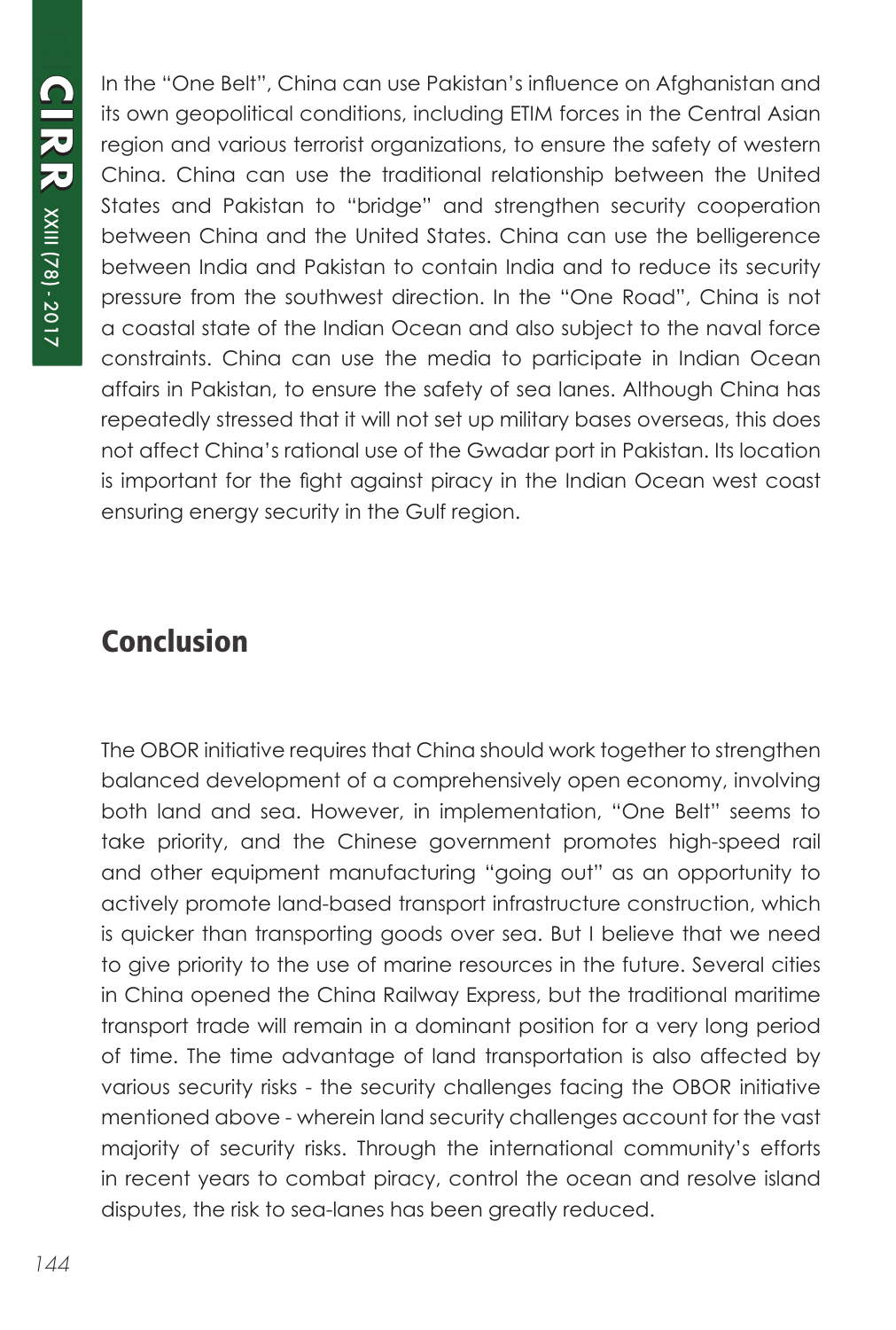In the "One Belt", China can use Pakistan's influence on Afghanistan and its own geopolitical conditions, including ETIM forces in the Central Asian region and various terrorist organizations, to ensure the safety of western China. China can use the traditional relationship between the United States and Pakistan to "bridge" and strengthen security cooperation between China and the United States. China can use the belligerence between India and Pakistan to contain India and to reduce its security pressure from the southwest direction. In the "One Road", China is not a coastal state of the Indian Ocean and also subject to the naval force constraints. China can use the media to participate in Indian Ocean affairs in Pakistan, to ensure the safety of sea lanes. Although China has repeatedly stressed that it will not set up military bases overseas, this does not affect China's rational use of the Gwadar port in Pakistan. Its location is important for the fight against piracy in the Indian Ocean west coast ensuring energy security in the Gulf region.

## Conclusion

The OBOR initiative requires that China should work together to strengthen balanced development of a comprehensively open economy, involving both land and sea. However, in implementation, "One Belt" seems to take priority, and the Chinese government promotes high-speed rail and other equipment manufacturing "going out" as an opportunity to actively promote land-based transport infrastructure construction, which is quicker than transporting goods over sea. But I believe that we need to give priority to the use of marine resources in the future. Several cities in China opened the China Railway Express, but the traditional maritime transport trade will remain in a dominant position for a very long period of time. The time advantage of land transportation is also affected by various security risks - the security challenges facing the OBOR initiative mentioned above - wherein land security challenges account for the vast majority of security risks. Through the international community's efforts in recent years to combat piracy, control the ocean and resolve island disputes, the risk to sea-lanes has been greatly reduced.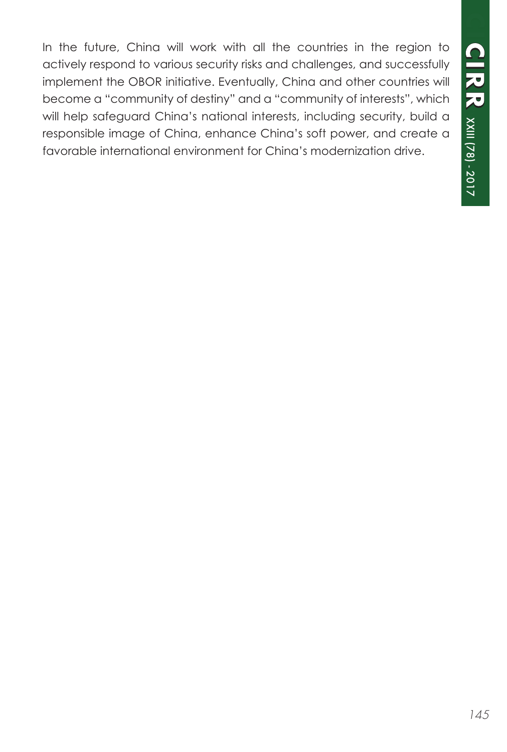In the future, China will work with all the countries in the region to actively respond to various security risks and challenges, and successfully implement the OBOR initiative. Eventually, China and other countries will become a "community of destiny" and a "community of interests", which will help safeguard China's national interests, including security, build a responsible image of China, enhance China's soft power, and create a favorable international environment for China's modernization drive.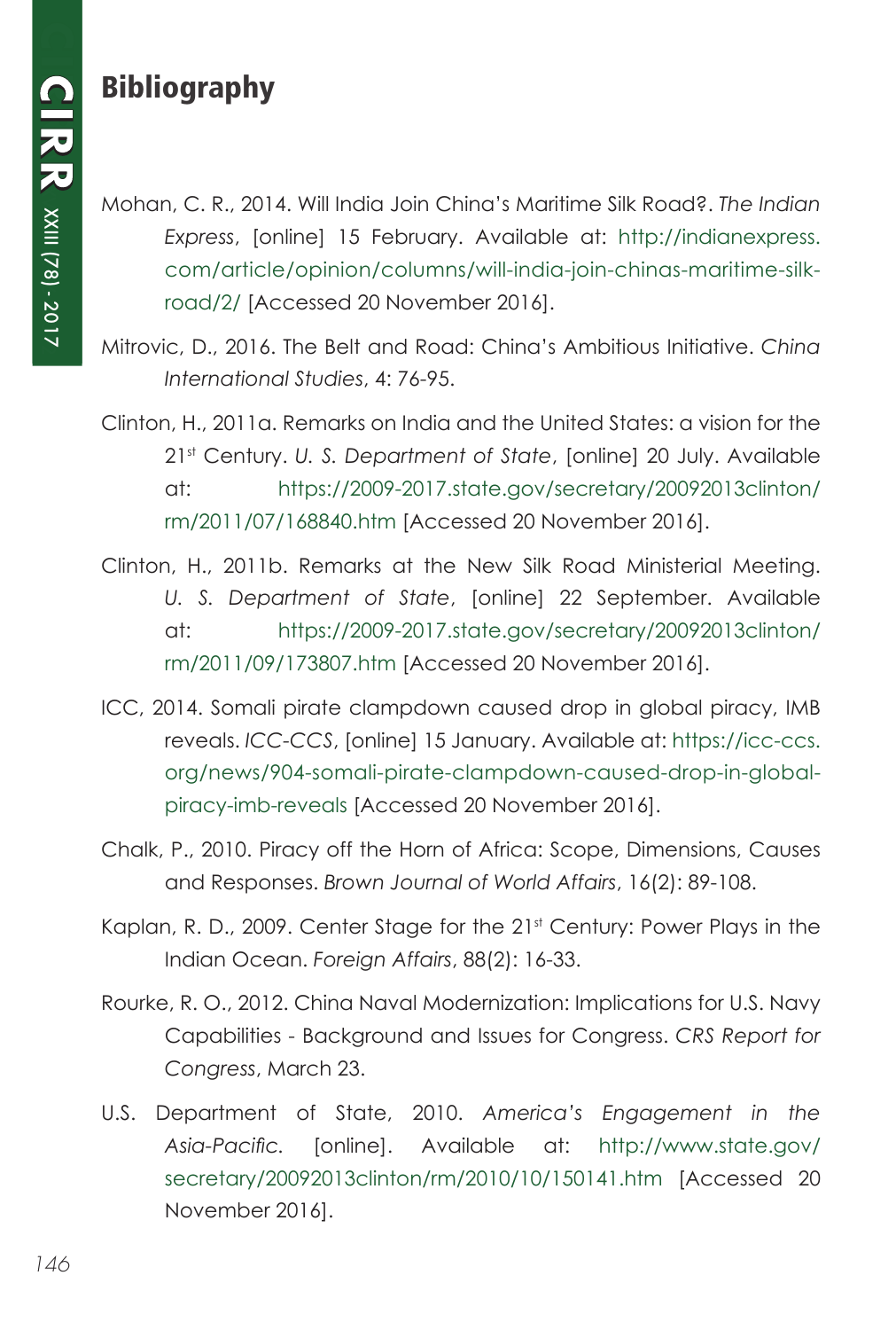## Bibliography

Mohan, C. R., 2014. Will India Join China's Maritime Silk Road?. *The Indian Express*, [online] 15 February. Available at: http://indianexpress.com/article/opinion/columns/will-india-join-chinas-maritime-silk-road/2/ [Accessed 20 November 2016].

Mitrovic, D., 2016. The Belt and Road: China's Ambitious Initiative. *China International Studies*, 4: 76-95.

Clinton, H., 2011a. Remarks on India and the United States: a vision for the 21st Century. *U. S. Department of State*, [online] 20 July. Available at: https://2009-2017.state.gov/secretary/20092013clinton/rm/2011/07/168840.htm [Accessed 20 November 2016].

Clinton, H., 2011b. Remarks at the New Silk Road Ministerial Meeting. *U. S. Department of State*, [online] 22 September. Available at: https://2009-2017.state.gov/secretary/20092013clinton/rm/2011/09/173807.htm [Accessed 20 November 2016].

ICC, 2014. Somali pirate clampdown caused drop in global piracy, IMB reveals. *ICC-CCS*, [online] 15 January. Available at: https://icc-ccs.org/news/904-somali-pirate-clampdown-caused-drop-in-global-piracy-imb-reveals [Accessed 20 November 2016].

Chalk, P., 2010. Piracy off the Horn of Africa: Scope, Dimensions, Causes and Responses. *Brown Journal of World Affairs*, 16(2): 89-108.

Kaplan, R. D., 2009. Center Stage for the 21st Century: Power Plays in the Indian Ocean. *Foreign Affairs*, 88(2): 16-33.

Rourke, R. O., 2012. China Naval Modernization: Implications for U.S. Navy Capabilities - Background and Issues for Congress. *CRS Report for Congress*, March 23.

U.S. Department of State, 2010. *America's Engagement in the Asia-Pacific*. [online]. Available at: http://www.state.gov/secretary/20092013clinton/rm/2010/10/150141.htm [Accessed 20 November 2016].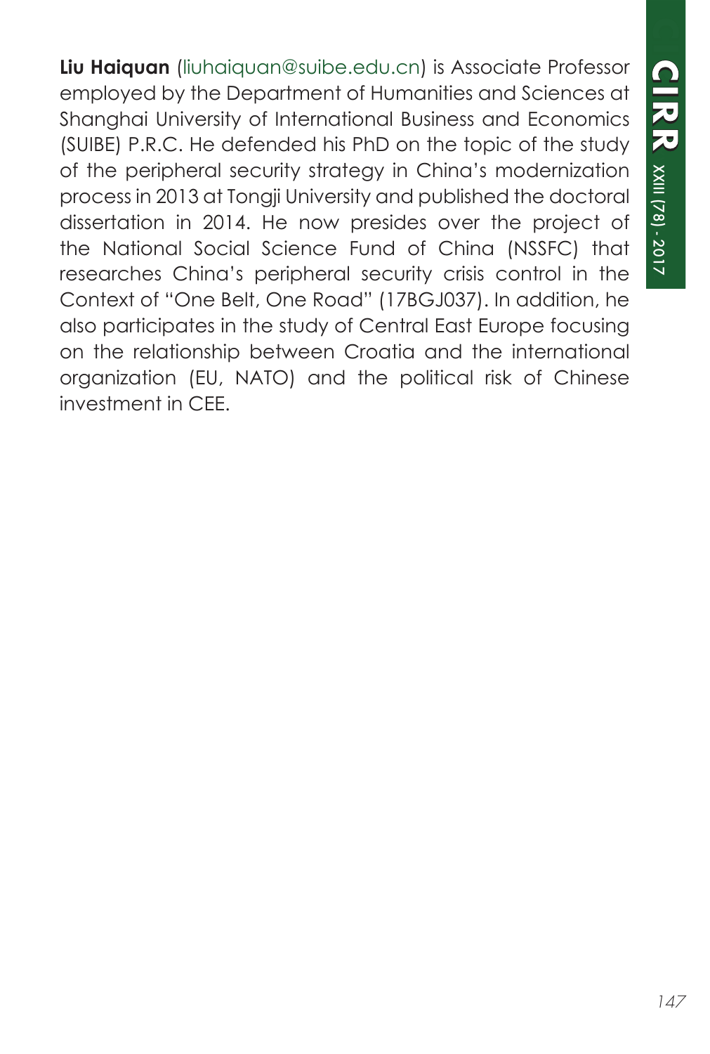**Liu Haiquan** (liuhaiquan@suibe.edu.cn) is Associate Professor employed by the Department of Humanities and Sciences at Shanghai University of International Business and Economics (SUIBE) P.R.C. He defended his PhD on the topic of the study of the peripheral security strategy in China's modernization process in 2013 at Tongji University and published the doctoral dissertation in 2014. He now presides over the project of the National Social Science Fund of China (NSSFC) that researches China's peripheral security crisis control in the Context of "One Belt, One Road" (17BGJ037). In addition, he also participates in the study of Central East Europe focusing on the relationship between Croatia and the international organization (EU, NATO) and the political risk of Chinese investment in CEE.